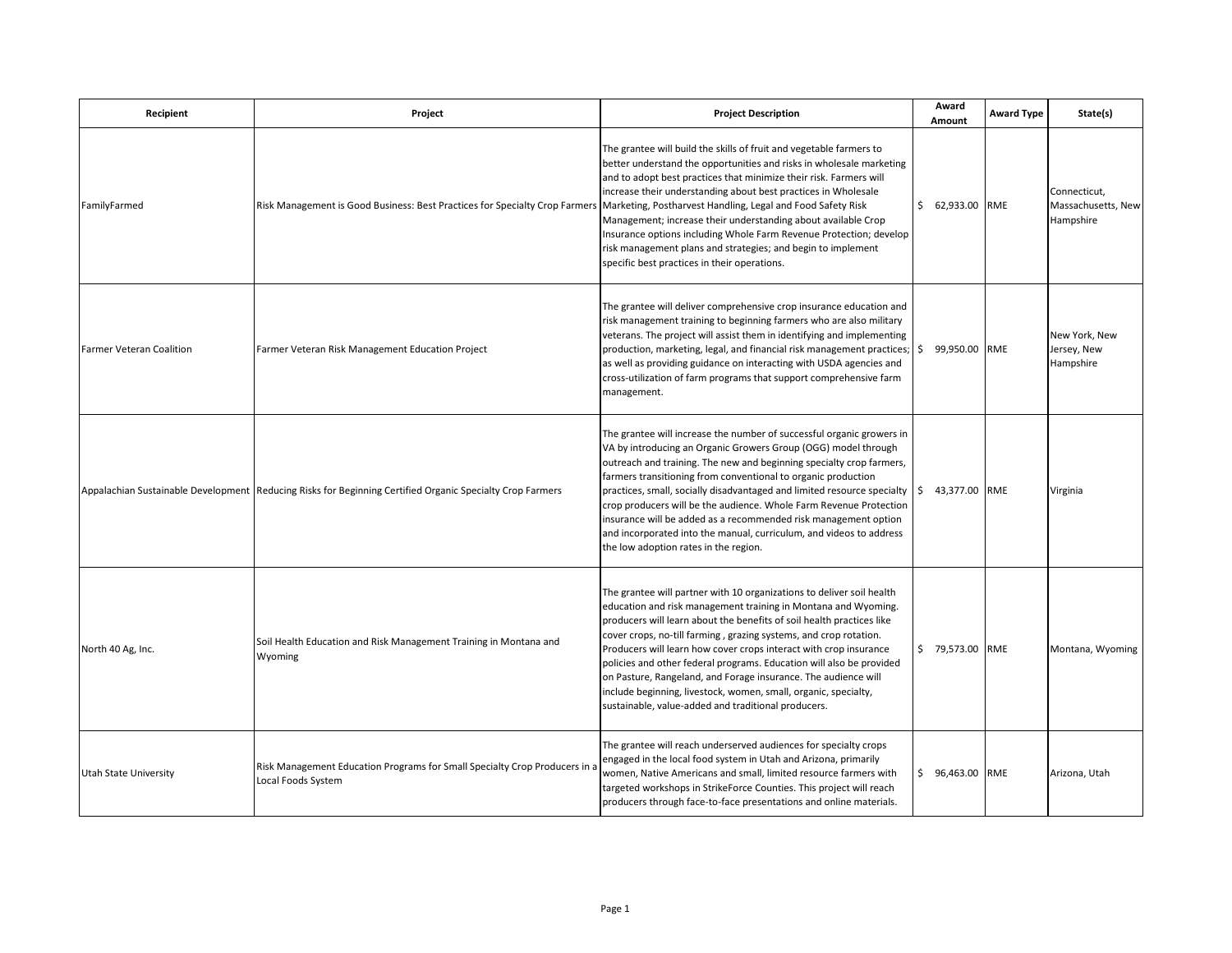| Recipient | Project | Project Description | Award Amount | Award Type | State(s) |
| --- | --- | --- | --- | --- | --- |
| FamilyFarmed | Risk Management is Good Business: Best Practices for Specialty Crop Farmers | The grantee will build the skills of fruit and vegetable farmers to better understand the opportunities and risks in wholesale marketing and to adopt best practices that minimize their risk. Farmers will increase their understanding about best practices in Wholesale Marketing, Postharvest Handling, Legal and Food Safety Risk Management; increase their understanding about available Crop Insurance options including Whole Farm Revenue Protection; develop risk management plans and strategies; and begin to implement specific best practices in their operations. | $ 62,933.00 | RME | Connecticut, Massachusetts, New Hampshire |
| Farmer Veteran Coalition | Farmer Veteran Risk Management Education Project | The grantee will deliver comprehensive crop insurance education and risk management training to beginning farmers who are also military veterans. The project will assist them in identifying and implementing production, marketing, legal, and financial risk management practices; as well as providing guidance on interacting with USDA agencies and cross-utilization of farm programs that support comprehensive farm management. | $ 99,950.00 | RME | New York, New Jersey, New Hampshire |
| Appalachian Sustainable Development | Reducing Risks for Beginning Certified Organic Specialty Crop Farmers | The grantee will increase the number of successful organic growers in VA by introducing an Organic Growers Group (OGG) model through outreach and training. The new and beginning specialty crop farmers, farmers transitioning from conventional to organic production practices, small, socially disadvantaged and limited resource specialty crop producers will be the audience. Whole Farm Revenue Protection insurance will be added as a recommended risk management option and incorporated into the manual, curriculum, and videos to address the low adoption rates in the region. | $ 43,377.00 | RME | Virginia |
| North 40 Ag, Inc. | Soil Health Education and Risk Management Training in Montana and Wyoming | The grantee will partner with 10 organizations to deliver soil health education and risk management training in Montana and Wyoming. producers will learn about the benefits of soil health practices like cover crops, no-till farming , grazing systems, and crop rotation. Producers will learn how cover crops interact with crop insurance policies and other federal programs. Education will also be provided on Pasture, Rangeland, and Forage insurance. The audience will include beginning, livestock, women, small, organic, specialty, sustainable, value-added and traditional producers. | $ 79,573.00 | RME | Montana, Wyoming |
| Utah State University | Risk Management Education Programs for Small Specialty Crop Producers in a Local Foods System | The grantee will reach underserved audiences for specialty crops engaged in the local food system in Utah and Arizona, primarily women, Native Americans and small, limited resource farmers with targeted workshops in StrikeForce Counties. This project will reach producers through face-to-face presentations and online materials. | $ 96,463.00 | RME | Arizona, Utah |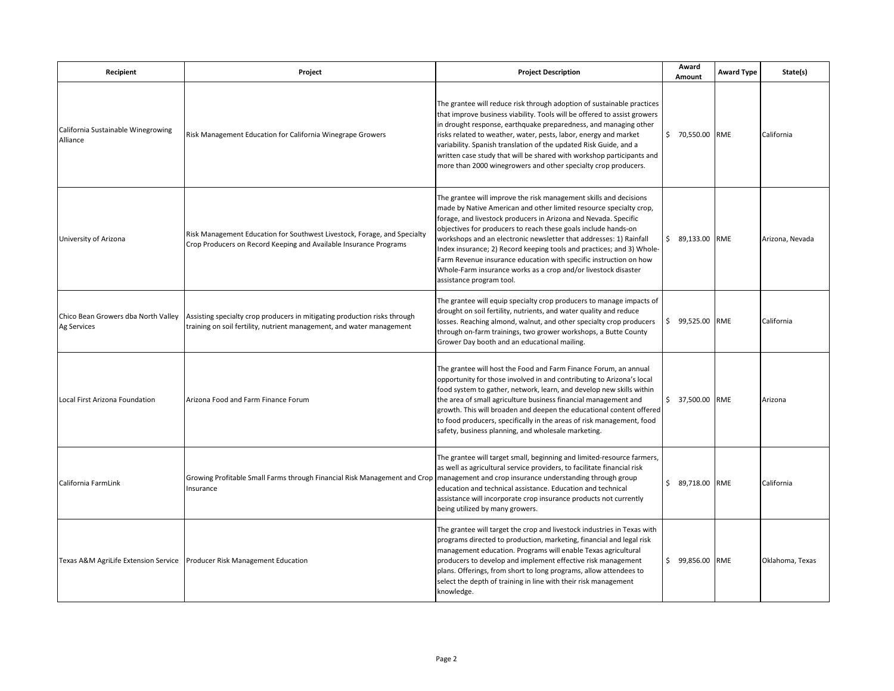| Recipient | Project | Project Description | Award Amount | Award Type | State(s) |
|---|---|---|---|---|---|
| California Sustainable Winegrowing Alliance | Risk Management Education for California Winegrape Growers | The grantee will reduce risk through adoption of sustainable practices that improve business viability. Tools will be offered to assist growers in drought response, earthquake preparedness, and managing other risks related to weather, water, pests, labor, energy and market variability. Spanish translation of the updated Risk Guide, and a written case study that will be shared with workshop participants and more than 2000 winegrowers and other specialty crop producers. | $ 70,550.00 | RME | California |
| University of Arizona | Risk Management Education for Southwest Livestock, Forage, and Specialty Crop Producers on Record Keeping and Available Insurance Programs | The grantee will improve the risk management skills and decisions made by Native American and other limited resource specialty crop, forage, and livestock producers in Arizona and Nevada. Specific objectives for producers to reach these goals include hands-on workshops and an electronic newsletter that addresses: 1) Rainfall Index insurance; 2) Record keeping tools and practices; and 3) Whole-Farm Revenue insurance education with specific instruction on how Whole-Farm insurance works as a crop and/or livestock disaster assistance program tool. | $ 89,133.00 | RME | Arizona, Nevada |
| Chico Bean Growers dba North Valley Ag Services | Assisting specialty crop producers in mitigating production risks through training on soil fertility, nutrient management, and water management | The grantee will equip specialty crop producers to manage impacts of drought on soil fertility, nutrients, and water quality and reduce losses. Reaching almond, walnut, and other specialty crop producers through on-farm trainings, two grower workshops, a Butte County Grower Day booth and an educational mailing. | $ 99,525.00 | RME | California |
| Local First Arizona Foundation | Arizona Food and Farm Finance Forum | The grantee will host the Food and Farm Finance Forum, an annual opportunity for those involved in and contributing to Arizona's local food system to gather, network, learn, and develop new skills within the area of small agriculture business financial management and growth. This will broaden and deepen the educational content offered to food producers, specifically in the areas of risk management, food safety, business planning, and wholesale marketing. | $ 37,500.00 | RME | Arizona |
| California FarmLink | Growing Profitable Small Farms through Financial Risk Management and Crop Insurance | The grantee will target small, beginning and limited-resource farmers, as well as agricultural service providers, to facilitate financial risk management and crop insurance understanding through group education and technical assistance. Education and technical assistance will incorporate crop insurance products not currently being utilized by many growers. | $ 89,718.00 | RME | California |
| Texas A&M AgriLife Extension Service | Producer Risk Management Education | The grantee will target the crop and livestock industries in Texas with programs directed to production, marketing, financial and legal risk management education. Programs will enable Texas agricultural producers to develop and implement effective risk management plans. Offerings, from short to long programs, allow attendees to select the depth of training in line with their risk management knowledge. | $ 99,856.00 | RME | Oklahoma, Texas |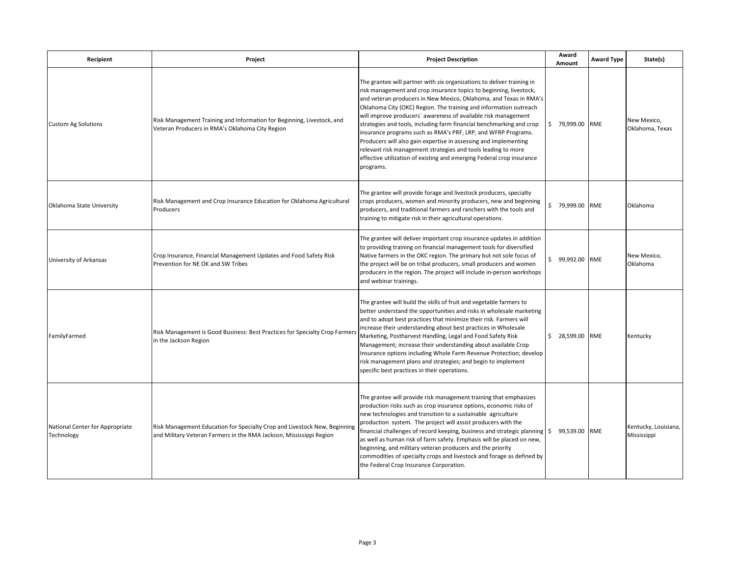| Recipient | Project | Project Description | Award Amount | Award Type | State(s) |
|---|---|---|---|---|---|
| Custom Ag Solutions | Risk Management Training and Information for Beginning, Livestock, and Veteran Producers in RMA's Oklahoma City Region | The grantee will partner with six organizations to deliver training in risk management and crop insurance topics to beginning, livestock, and veteran producers in New Mexico, Oklahoma, and Texas in RMA's Oklahoma City (OKC) Region. The training and information outreach will improve producers´ awareness of available risk management strategies and tools, including farm financial benchmarking and crop insurance programs such as RMA's PRF, LRP, and WFRP Programs. Producers will also gain expertise in assessing and implementing relevant risk management strategies and tools leading to more effective utilization of existing and emerging Federal crop insurance programs. | $ 79,999.00 | RME | New Mexico, Oklahoma, Texas |
| Oklahoma State University | Risk Management and Crop Insurance Education for Oklahoma Agricultural Producers | The grantee will provide forage and livestock producers, specialty crops producers, women and minority producers, new and beginning producers, and traditional farmers and ranchers with the tools and training to mitigate risk in their agricultural operations. | $ 79,999.00 | RME | Oklahoma |
| University of Arkansas | Crop Insurance, Financial Management Updates and Food Safety Risk Prevention for NE OK and SW Tribes | The grantee will deliver important crop insurance updates in addition to providing training on financial management tools for diversified Native farmers in the OKC region. The primary but not sole focus of the project will be on tribal producers, small producers and women producers in the region. The project will include in-person workshops and webinar trainings. | $ 99,992.00 | RME | New Mexico, Oklahoma |
| FamilyFarmed | Risk Management is Good Business: Best Practices for Specialty Crop Farmers in the Jackson Region | The grantee will build the skills of fruit and vegetable farmers to better understand the opportunities and risks in wholesale marketing and to adopt best practices that minimize their risk. Farmers will increase their understanding about best practices in Wholesale Marketing, Postharvest Handling, Legal and Food Safety Risk Management; increase their understanding about available Crop Insurance options including Whole Farm Revenue Protection; develop risk management plans and strategies; and begin to implement specific best practices in their operations. | $ 28,599.00 | RME | Kentucky |
| National Center for Appropriate Technology | Risk Management Education for Specialty Crop and Livestock New, Beginning and Military Veteran Farmers in the RMA Jackson, Mississippi Region | The grantee will provide risk management training that emphasizes production risks such as crop insurance options, economic risks of new technologies and transition to a sustainable agriculture production system. The project will assist producers with the financial challenges of record keeping, business and strategic planning as well as human risk of farm safety. Emphasis will be placed on new, beginning, and military veteran producers and the priority commodities of specialty crops and livestock and forage as defined by the Federal Crop Insurance Corporation. | $ 99,539.00 | RME | Kentucky, Louisiana, Mississippi |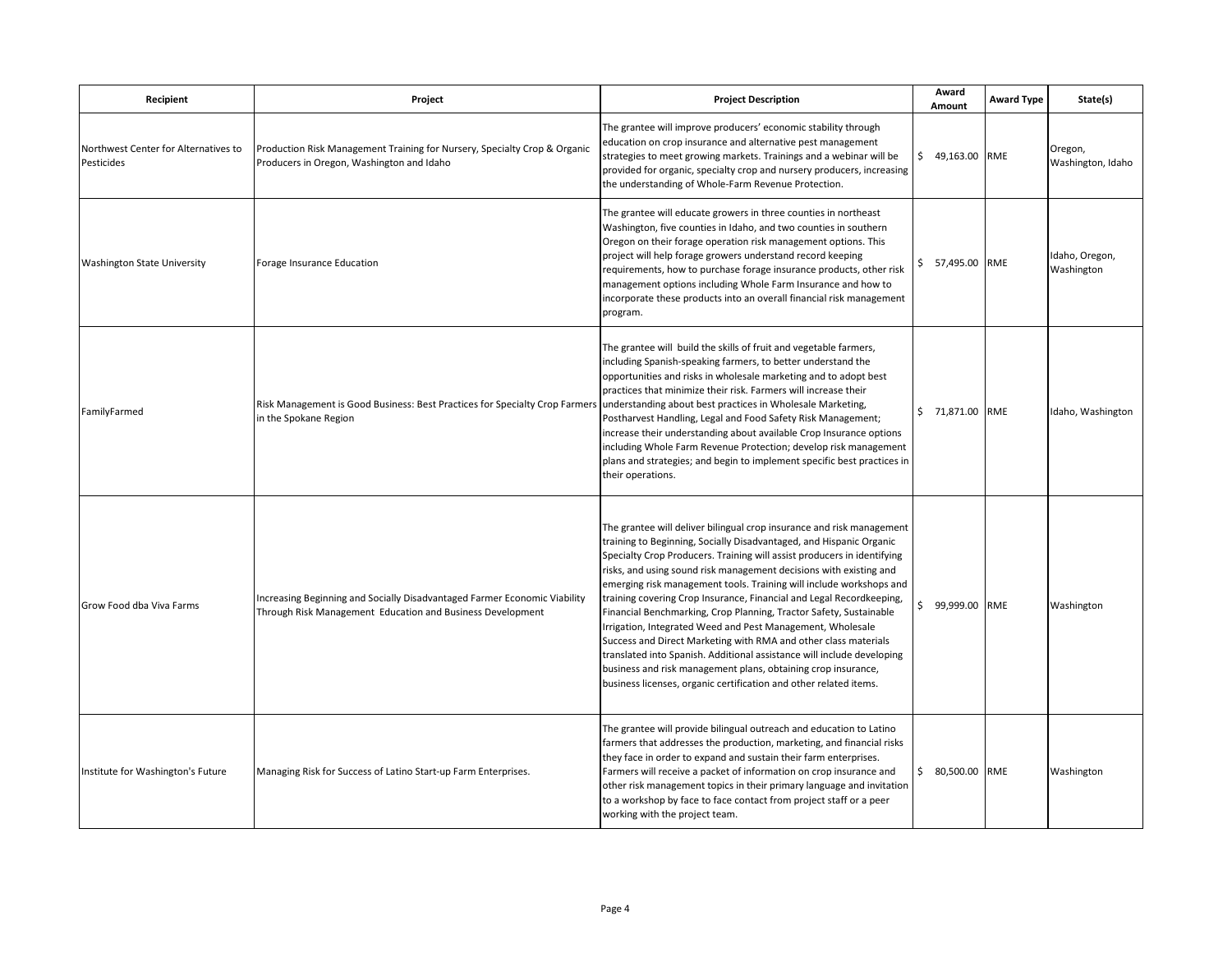| Recipient | Project | Project Description | Award Amount | Award Type | State(s) |
| --- | --- | --- | --- | --- | --- |
| Northwest Center for Alternatives to Pesticides | Production Risk Management Training for Nursery, Specialty Crop & Organic Producers in Oregon, Washington and Idaho | The grantee will improve producers' economic stability through education on crop insurance and alternative pest management strategies to meet growing markets. Trainings and a webinar will be provided for organic, specialty crop and nursery producers, increasing the understanding of Whole-Farm Revenue Protection. | $ 49,163.00 | RME | Oregon, Washington, Idaho |
| Washington State University | Forage Insurance Education | The grantee will educate growers in three counties in northeast Washington, five counties in Idaho, and two counties in southern Oregon on their forage operation risk management options. This project will help forage growers understand record keeping requirements, how to purchase forage insurance products, other risk management options including Whole Farm Insurance and how to incorporate these products into an overall financial risk management program. | $ 57,495.00 | RME | Idaho, Oregon, Washington |
| FamilyFarmed | Risk Management is Good Business: Best Practices for Specialty Crop Farmers in the Spokane Region | The grantee will build the skills of fruit and vegetable farmers, including Spanish-speaking farmers, to better understand the opportunities and risks in wholesale marketing and to adopt best practices that minimize their risk. Farmers will increase their understanding about best practices in Wholesale Marketing, Postharvest Handling, Legal and Food Safety Risk Management; increase their understanding about available Crop Insurance options including Whole Farm Revenue Protection; develop risk management plans and strategies; and begin to implement specific best practices in their operations. | $ 71,871.00 | RME | Idaho, Washington |
| Grow Food dba Viva Farms | Increasing Beginning and Socially Disadvantaged Farmer Economic Viability Through Risk Management Education and Business Development | The grantee will deliver bilingual crop insurance and risk management training to Beginning, Socially Disadvantaged, and Hispanic Organic Specialty Crop Producers. Training will assist producers in identifying risks, and using sound risk management decisions with existing and emerging risk management tools. Training will include workshops and training covering Crop Insurance, Financial and Legal Recordkeeping, Financial Benchmarking, Crop Planning, Tractor Safety, Sustainable Irrigation, Integrated Weed and Pest Management, Wholesale Success and Direct Marketing with RMA and other class materials translated into Spanish. Additional assistance will include developing business and risk management plans, obtaining crop insurance, business licenses, organic certification and other related items. | $ 99,999.00 | RME | Washington |
| Institute for Washington's Future | Managing Risk for Success of Latino Start-up Farm Enterprises. | The grantee will provide bilingual outreach and education to Latino farmers that addresses the production, marketing, and financial risks they face in order to expand and sustain their farm enterprises. Farmers will receive a packet of information on crop insurance and other risk management topics in their primary language and invitation to a workshop by face to face contact from project staff or a peer working with the project team. | $ 80,500.00 | RME | Washington |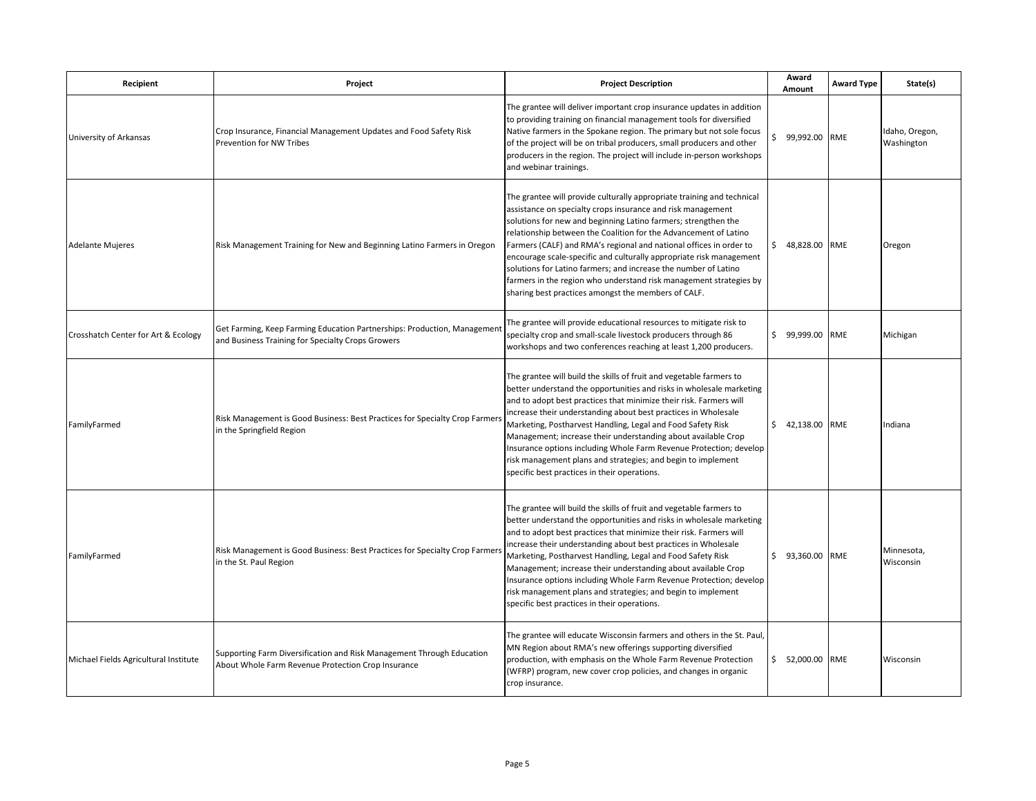| Recipient | Project | Project Description | Award Amount | Award Type | State(s) |
|---|---|---|---|---|---|
| University of Arkansas | Crop Insurance, Financial Management Updates and Food Safety Risk Prevention for NW Tribes | The grantee will deliver important crop insurance updates in addition to providing training on financial management tools for diversified Native farmers in the Spokane region. The primary but not sole focus of the project will be on tribal producers, small producers and other producers in the region. The project will include in-person workshops and webinar trainings. | $ 99,992.00 | RME | Idaho, Oregon, Washington |
| Adelante Mujeres | Risk Management Training for New and Beginning Latino Farmers in Oregon | The grantee will provide culturally appropriate training and technical assistance on specialty crops insurance and risk management solutions for new and beginning Latino farmers; strengthen the relationship between the Coalition for the Advancement of Latino Farmers (CALF) and RMA's regional and national offices in order to encourage scale-specific and culturally appropriate risk management solutions for Latino farmers; and increase the number of Latino farmers in the region who understand risk management strategies by sharing best practices amongst the members of CALF. | $ 48,828.00 | RME | Oregon |
| Crosshatch Center for Art & Ecology | Get Farming, Keep Farming Education Partnerships: Production, Management and Business Training for Specialty Crops Growers | The grantee will provide educational resources to mitigate risk to specialty crop and small-scale livestock producers through 86 workshops and two conferences reaching at least 1,200 producers. | $ 99,999.00 | RME | Michigan |
| FamilyFarmed | Risk Management is Good Business: Best Practices for Specialty Crop Farmers in the Springfield Region | The grantee will build the skills of fruit and vegetable farmers to better understand the opportunities and risks in wholesale marketing and to adopt best practices that minimize their risk. Farmers will increase their understanding about best practices in Wholesale Marketing, Postharvest Handling, Legal and Food Safety Risk Management; increase their understanding about available Crop Insurance options including Whole Farm Revenue Protection; develop risk management plans and strategies; and begin to implement specific best practices in their operations. | $ 42,138.00 | RME | Indiana |
| FamilyFarmed | Risk Management is Good Business: Best Practices for Specialty Crop Farmers in the St. Paul Region | The grantee will build the skills of fruit and vegetable farmers to better understand the opportunities and risks in wholesale marketing and to adopt best practices that minimize their risk. Farmers will increase their understanding about best practices in Wholesale Marketing, Postharvest Handling, Legal and Food Safety Risk Management; increase their understanding about available Crop Insurance options including Whole Farm Revenue Protection; develop risk management plans and strategies; and begin to implement specific best practices in their operations. | $ 93,360.00 | RME | Minnesota, Wisconsin |
| Michael Fields Agricultural Institute | Supporting Farm Diversification and Risk Management Through Education About Whole Farm Revenue Protection Crop Insurance | The grantee will educate Wisconsin farmers and others in the St. Paul, MN Region about RMA's new offerings supporting diversified production, with emphasis on the Whole Farm Revenue Protection (WFRP) program, new cover crop policies, and changes in organic crop insurance. | $ 52,000.00 | RME | Wisconsin |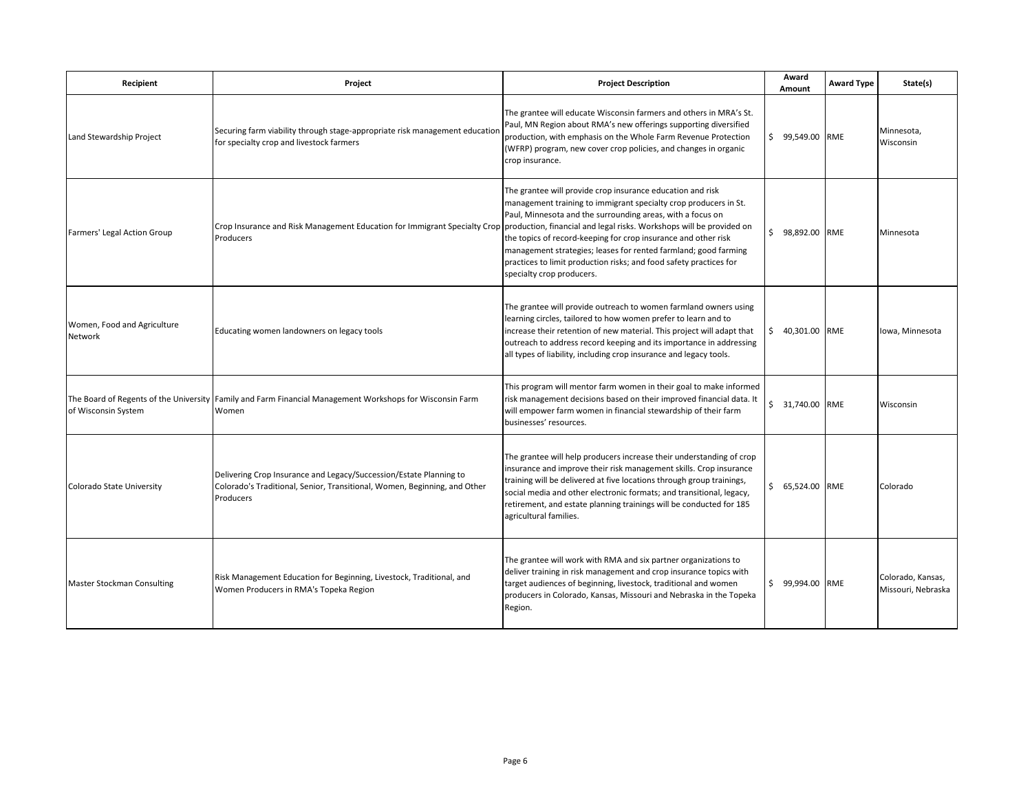| Recipient | Project | Project Description | Award Amount | Award Type | State(s) |
|---|---|---|---|---|---|
| Land Stewardship Project | Securing farm viability through stage-appropriate risk management education for specialty crop and livestock farmers | The grantee will educate Wisconsin farmers and others in MRA's St. Paul, MN Region about RMA's new offerings supporting diversified production, with emphasis on the Whole Farm Revenue Protection (WFRP) program, new cover crop policies, and changes in organic crop insurance. | $ 99,549.00 | RME | Minnesota, Wisconsin |
| Farmers' Legal Action Group | Crop Insurance and Risk Management Education for Immigrant Specialty Crop Producers | The grantee will provide crop insurance education and risk management training to immigrant specialty crop producers in St. Paul, Minnesota and the surrounding areas, with a focus on production, financial and legal risks. Workshops will be provided on the topics of record-keeping for crop insurance and other risk management strategies; leases for rented farmland; good farming practices to limit production risks; and food safety practices for specialty crop producers. | $ 98,892.00 | RME | Minnesota |
| Women, Food and Agriculture Network | Educating women landowners on legacy tools | The grantee will provide outreach to women farmland owners using learning circles, tailored to how women prefer to learn and to increase their retention of new material. This project will adapt that outreach to address record keeping and its importance in addressing all types of liability, including crop insurance and legacy tools. | $ 40,301.00 | RME | Iowa, Minnesota |
| The Board of Regents of the University of Wisconsin System | Family and Farm Financial Management Workshops for Wisconsin Farm Women | This program will mentor farm women in their goal to make informed risk management decisions based on their improved financial data. It will empower farm women in financial stewardship of their farm businesses' resources. | $ 31,740.00 | RME | Wisconsin |
| Colorado State University | Delivering Crop Insurance and Legacy/Succession/Estate Planning to Colorado's Traditional, Senior, Transitional, Women, Beginning, and Other Producers | The grantee will help producers increase their understanding of crop insurance and improve their risk management skills. Crop insurance training will be delivered at five locations through group trainings, social media and other electronic formats; and transitional, legacy, retirement, and estate planning trainings will be conducted for 185 agricultural families. | $ 65,524.00 | RME | Colorado |
| Master Stockman Consulting | Risk Management Education for Beginning, Livestock, Traditional, and Women Producers in RMA's Topeka Region | The grantee will work with RMA and six partner organizations to deliver training in risk management and crop insurance topics with target audiences of beginning, livestock, traditional and women producers in Colorado, Kansas, Missouri and Nebraska in the Topeka Region. | $ 99,994.00 | RME | Colorado, Kansas, Missouri, Nebraska |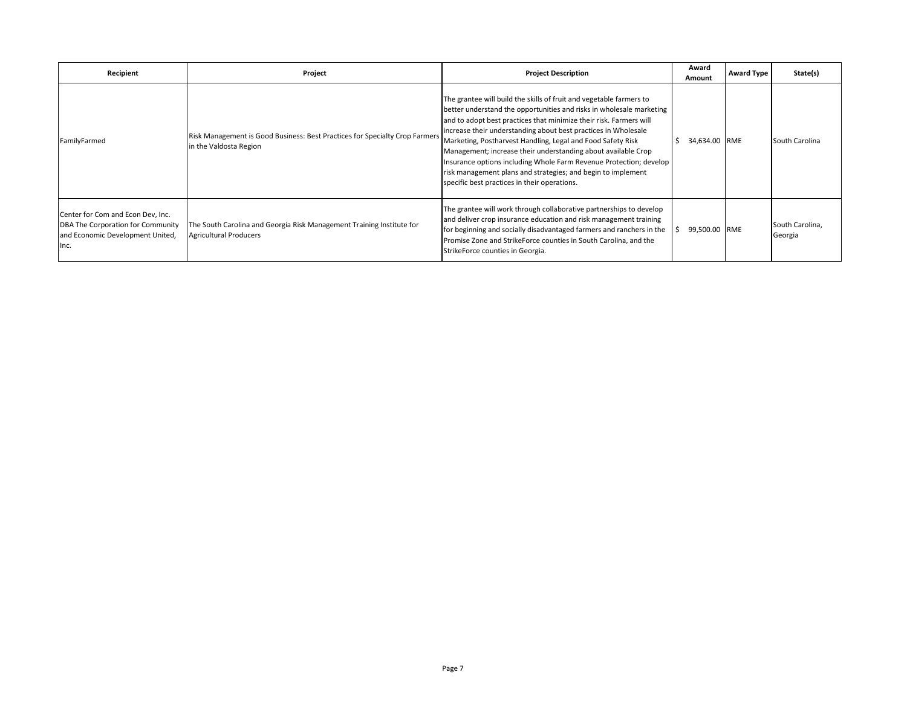| Recipient | Project | Project Description | Award Amount | Award Type | State(s) |
| --- | --- | --- | --- | --- | --- |
| FamilyFarmed | Risk Management is Good Business: Best Practices for Specialty Crop Farmers in the Valdosta Region | The grantee will build the skills of fruit and vegetable farmers to better understand the opportunities and risks in wholesale marketing and to adopt best practices that minimize their risk. Farmers will increase their understanding about best practices in Wholesale Marketing, Postharvest Handling, Legal and Food Safety Risk Management; increase their understanding about available Crop Insurance options including Whole Farm Revenue Protection; develop risk management plans and strategies; and begin to implement specific best practices in their operations. | $ 34,634.00 | RME | South Carolina |
| Center for Com and Econ Dev, Inc. DBA The Corporation for Community and Economic Development United, Inc. | The South Carolina and Georgia Risk Management Training Institute for Agricultural Producers | The grantee will work through collaborative partnerships to develop and deliver crop insurance education and risk management training for beginning and socially disadvantaged farmers and ranchers in the Promise Zone and StrikeForce counties in South Carolina, and the StrikeForce counties in Georgia. | $ 99,500.00 | RME | South Carolina, Georgia |